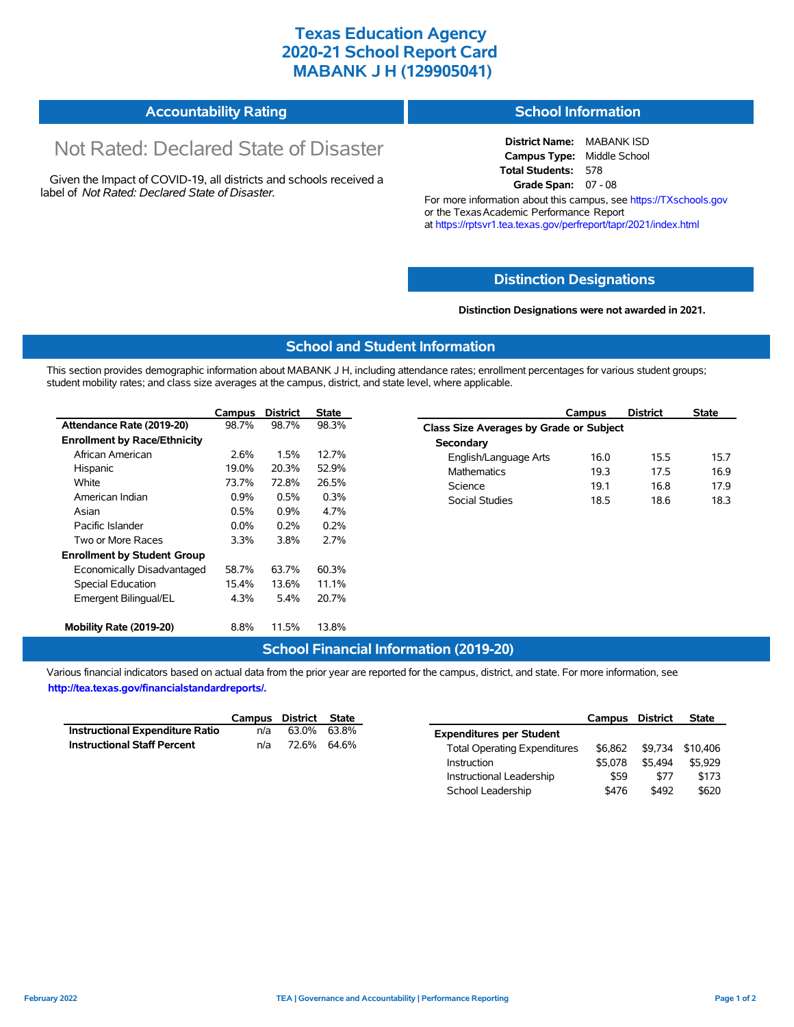# Texas Education Agency
# 2020-21 School Report Card
# MABANK J H (129905041)

## Accountability Rating

Not Rated: Declared State of Disaster

Given the Impact of COVID-19, all districts and schools received a label of *Not Rated: Declared State of Disaster*.

## School Information

**District Name:** MABANK ISD
**Campus Type:** Middle School
**Total Students:** 578
**Grade Span:** 07 - 08

For more information about this campus, see https://TXschools.gov or the Texas Academic Performance Report at https://rptsvr1.tea.texas.gov/perfreport/tapr/2021/index.html

## Distinction Designations

**Distinction Designations were not awarded in 2021.**

## School and Student Information

This section provides demographic information about MABANK J H, including attendance rates; enrollment percentages for various student groups; student mobility rates; and class size averages at the campus, district, and state level, where applicable.

| | Campus | District | State |
|---|---|---|---|
| **Attendance Rate (2019-20)** | 98.7% | 98.7% | 98.3% |
| **Enrollment by Race/Ethnicity** | | | |
| African American | 2.6% | 1.5% | 12.7% |
| Hispanic | 19.0% | 20.3% | 52.9% |
| White | 73.7% | 72.8% | 26.5% |
| American Indian | 0.9% | 0.5% | 0.3% |
| Asian | 0.5% | 0.9% | 4.7% |
| Pacific Islander | 0.0% | 0.2% | 0.2% |
| Two or More Races | 3.3% | 3.8% | 2.7% |
| **Enrollment by Student Group** | | | |
| Economically Disadvantaged | 58.7% | 63.7% | 60.3% |
| Special Education | 15.4% | 13.6% | 11.1% |
| Emergent Bilingual/EL | 4.3% | 5.4% | 20.7% |
| **Mobility Rate (2019-20)** | 8.8% | 11.5% | 13.8% |

| | Campus | District | State |
|---|---|---|---|
| **Class Size Averages by Grade or Subject** | | | |
| **Secondary** | | | |
| English/Language Arts | 16.0 | 15.5 | 15.7 |
| Mathematics | 19.3 | 17.5 | 16.9 |
| Science | 19.1 | 16.8 | 17.9 |
| Social Studies | 18.5 | 18.6 | 18.3 |

## School Financial Information (2019-20)

Various financial indicators based on actual data from the prior year are reported for the campus, district, and state. For more information, see **http://tea.texas.gov/financialstandardreports/.**

| | Campus | District | State |
|---|---|---|---|
| **Instructional Expenditure Ratio** | n/a | 63.0% | 63.8% |
| **Instructional Staff Percent** | n/a | 72.6% | 64.6% |

| | Campus | District | State |
|---|---|---|---|
| **Expenditures per Student** | | | |
| Total Operating Expenditures | $6,862 | $9,734 | $10,406 |
| Instruction | $5,078 | $5,494 | $5,929 |
| Instructional Leadership | $59 | $77 | $173 |
| School Leadership | $476 | $492 | $620 |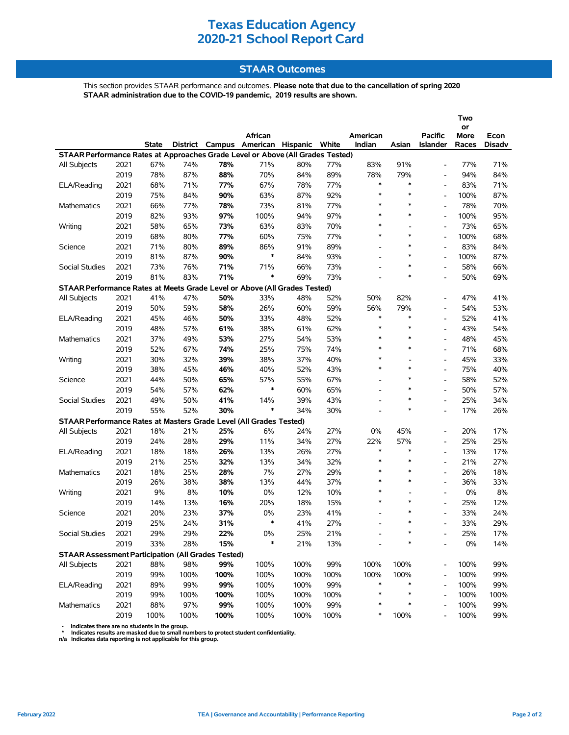# Texas Education Agency
# 2020-21 School Report Card

## STAAR Outcomes

This section provides STAAR performance and outcomes. **Please note that due to the cancellation of spring 2020 STAAR administration due to the COVID-19 pandemic, 2019 results are shown.**

| | | State | District | Campus | African American | Hispanic | White | American Indian | Asian | Pacific Islander | Two or More Races | Econ Disadv |
|---|---|---|---|---|---|---|---|---|---|---|---|---|
| **STAAR Performance Rates at Approaches Grade Level or Above (All Grades Tested)** | | | | | | | | | | | | |
| All Subjects | 2021 | 67% | 74% | **78%** | 71% | 80% | 77% | 83% | 91% | - | 77% | 71% |
| | 2019 | 78% | 87% | **88%** | 70% | 84% | 89% | 78% | 79% | - | 94% | 84% |
| ELA/Reading | 2021 | 68% | 71% | **77%** | 67% | 78% | 77% | * | * | - | 83% | 71% |
| | 2019 | 75% | 84% | **90%** | 63% | 87% | 92% | * | * | - | 100% | 87% |
| Mathematics | 2021 | 66% | 77% | **78%** | 73% | 81% | 77% | * | * | - | 78% | 70% |
| | 2019 | 82% | 93% | **97%** | 100% | 94% | 97% | * | * | - | 100% | 95% |
| Writing | 2021 | 58% | 65% | **73%** | 63% | 83% | 70% | * | - | - | 73% | 65% |
| | 2019 | 68% | 80% | **77%** | 60% | 75% | 77% | * | * | - | 100% | 68% |
| Science | 2021 | 71% | 80% | **89%** | 86% | 91% | 89% | - | * | - | 83% | 84% |
| | 2019 | 81% | 87% | **90%** | * | 84% | 93% | - | * | - | 100% | 87% |
| Social Studies | 2021 | 73% | 76% | **71%** | 71% | 66% | 73% | - | * | - | 58% | 66% |
| | 2019 | 81% | 83% | **71%** | * | 69% | 73% | - | * | - | 50% | 69% |
| **STAAR Performance Rates at Meets Grade Level or Above (All Grades Tested)** | | | | | | | | | | | | |
| All Subjects | 2021 | 41% | 47% | **50%** | 33% | 48% | 52% | 50% | 82% | - | 47% | 41% |
| | 2019 | 50% | 59% | **58%** | 26% | 60% | 59% | 56% | 79% | - | 54% | 53% |
| ELA/Reading | 2021 | 45% | 46% | **50%** | 33% | 48% | 52% | * | * | - | 52% | 41% |
| | 2019 | 48% | 57% | **61%** | 38% | 61% | 62% | * | * | - | 43% | 54% |
| Mathematics | 2021 | 37% | 49% | **53%** | 27% | 54% | 53% | * | * | - | 48% | 45% |
| | 2019 | 52% | 67% | **74%** | 25% | 75% | 74% | * | * | - | 71% | 68% |
| Writing | 2021 | 30% | 32% | **39%** | 38% | 37% | 40% | * | - | - | 45% | 33% |
| | 2019 | 38% | 45% | **46%** | 40% | 52% | 43% | * | * | - | 75% | 40% |
| Science | 2021 | 44% | 50% | **65%** | 57% | 55% | 67% | - | * | - | 58% | 52% |
| | 2019 | 54% | 57% | **62%** | * | 60% | 65% | - | * | - | 50% | 57% |
| Social Studies | 2021 | 49% | 50% | **41%** | 14% | 39% | 43% | - | * | - | 25% | 34% |
| | 2019 | 55% | 52% | **30%** | * | 34% | 30% | - | * | - | 17% | 26% |
| **STAAR Performance Rates at Masters Grade Level (All Grades Tested)** | | | | | | | | | | | | |
| All Subjects | 2021 | 18% | 21% | **25%** | 6% | 24% | 27% | 0% | 45% | - | 20% | 17% |
| | 2019 | 24% | 28% | **29%** | 11% | 34% | 27% | 22% | 57% | - | 25% | 25% |
| ELA/Reading | 2021 | 18% | 18% | **26%** | 13% | 26% | 27% | * | * | - | 13% | 17% |
| | 2019 | 21% | 25% | **32%** | 13% | 34% | 32% | * | * | - | 21% | 27% |
| Mathematics | 2021 | 18% | 25% | **28%** | 7% | 27% | 29% | * | * | - | 26% | 18% |
| | 2019 | 26% | 38% | **38%** | 13% | 44% | 37% | * | * | - | 36% | 33% |
| Writing | 2021 | 9% | 8% | **10%** | 0% | 12% | 10% | * | - | - | 0% | 8% |
| | 2019 | 14% | 13% | **16%** | 20% | 18% | 15% | * | * | - | 25% | 12% |
| Science | 2021 | 20% | 23% | **37%** | 0% | 23% | 41% | - | * | - | 33% | 24% |
| | 2019 | 25% | 24% | **31%** | * | 41% | 27% | - | * | - | 33% | 29% |
| Social Studies | 2021 | 29% | 29% | **22%** | 0% | 25% | 21% | - | * | - | 25% | 17% |
| | 2019 | 33% | 28% | **15%** | * | 21% | 13% | - | * | - | 0% | 14% |
| **STAAR Assessment Participation (All Grades Tested)** | | | | | | | | | | | | |
| All Subjects | 2021 | 88% | 98% | **99%** | 100% | 100% | 99% | 100% | 100% | - | 100% | 99% |
| | 2019 | 99% | 100% | **100%** | 100% | 100% | 100% | 100% | 100% | - | 100% | 99% |
| ELA/Reading | 2021 | 89% | 99% | **99%** | 100% | 100% | 99% | * | * | - | 100% | 99% |
| | 2019 | 99% | 100% | **100%** | 100% | 100% | 100% | * | * | - | 100% | 100% |
| Mathematics | 2021 | 88% | 97% | **99%** | 100% | 100% | 99% | * | * | - | 100% | 99% |
| | 2019 | 100% | 100% | **100%** | 100% | 100% | 100% | * | 100% | - | 100% | 99% |

**-** Indicates there are no students in the group.
**\*** Indicates results are masked due to small numbers to protect student confidentiality.
**n/a** Indicates data reporting is not applicable for this group.